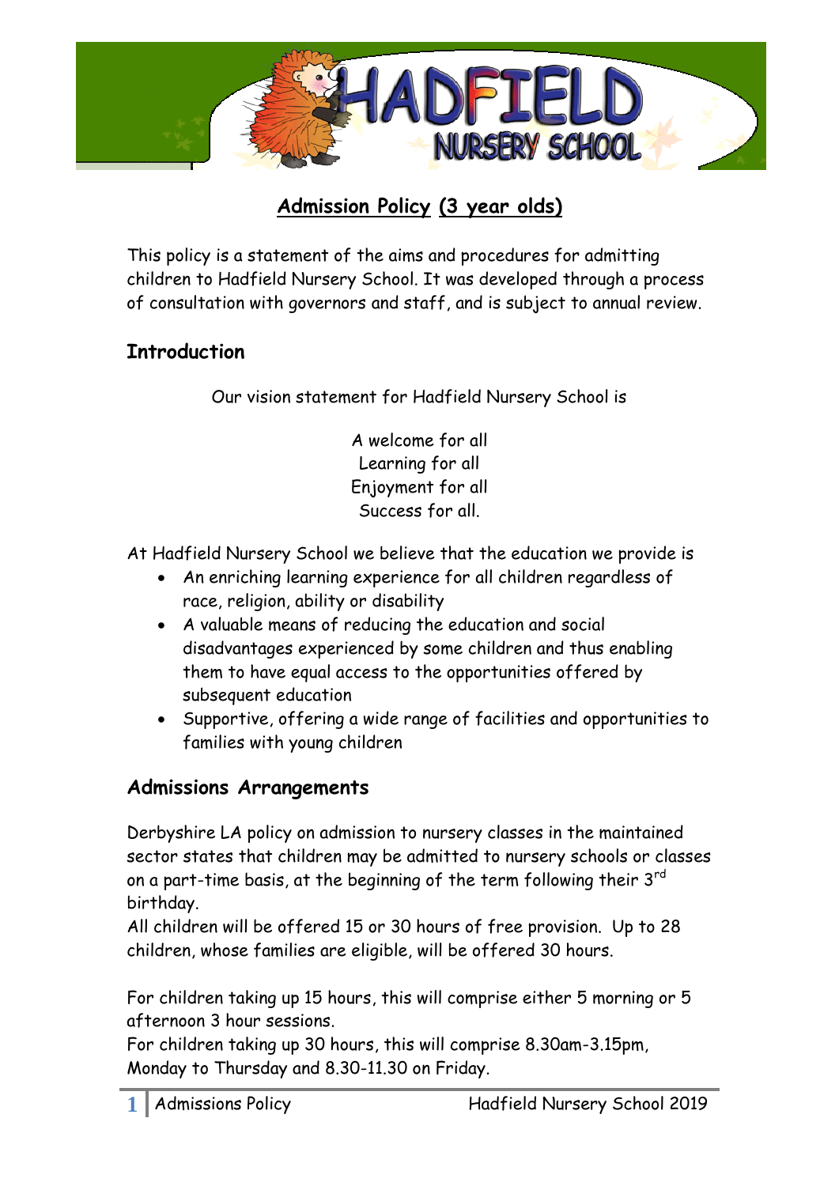# Admission Policy (3 year olds)

This policy is a statement of the aims and procedures for admitting children to Hadfield Nursery School. It was developed through a process of consultation with governors and staff, and is subject to annual review.

## Introduction

Our vision statement for Hadfield Nursery School is

A welcome for all
Learning for all
Enjoyment for all
Success for all.

At Hadfield Nursery School we believe that the education we provide is

- An enriching learning experience for all children regardless of race, religion, ability or disability
- A valuable means of reducing the education and social disadvantages experienced by some children and thus enabling them to have equal access to the opportunities offered by subsequent education
- Supportive, offering a wide range of facilities and opportunities to families with young children

## Admissions Arrangements

Derbyshire LA policy on admission to nursery classes in the maintained sector states that children may be admitted to nursery schools or classes on a part-time basis, at the beginning of the term following their 3rd birthday.

All children will be offered 15 or 30 hours of free provision. Up to 28 children, whose families are eligible, will be offered 30 hours.

For children taking up 15 hours, this will comprise either 5 morning or 5 afternoon 3 hour sessions.

For children taking up 30 hours, this will comprise 8.30am-3.15pm, Monday to Thursday and 8.30-11.30 on Friday.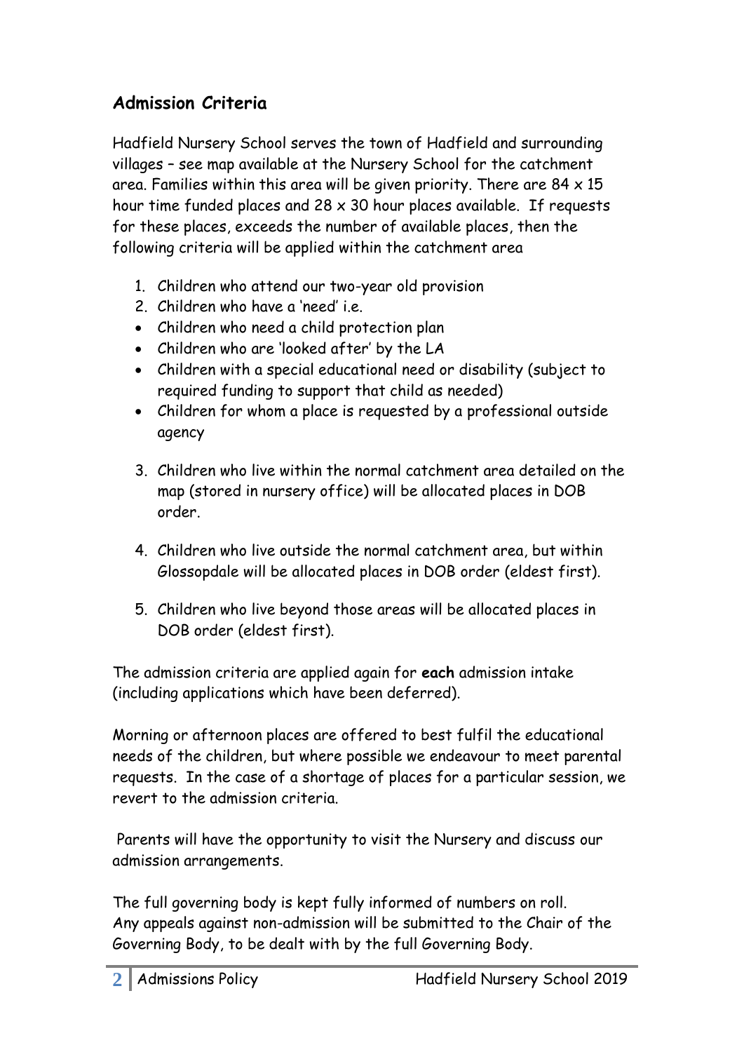## Admission Criteria

Hadfield Nursery School serves the town of Hadfield and surrounding villages – see map available at the Nursery School for the catchment area. Families within this area will be given priority. There are 84 x 15 hour time funded places and 28 x 30 hour places available. If requests for these places, exceeds the number of available places, then the following criteria will be applied within the catchment area

1. Children who attend our two-year old provision
2. Children who have a 'need' i.e.

- Children who need a child protection plan
- Children who are 'looked after' by the LA
- Children with a special educational need or disability (subject to required funding to support that child as needed)
- Children for whom a place is requested by a professional outside agency

3. Children who live within the normal catchment area detailed on the map (stored in nursery office) will be allocated places in DOB order.
4. Children who live outside the normal catchment area, but within Glossopdale will be allocated places in DOB order (eldest first).
5. Children who live beyond those areas will be allocated places in DOB order (eldest first).

The admission criteria are applied again for **each** admission intake (including applications which have been deferred).

Morning or afternoon places are offered to best fulfil the educational needs of the children, but where possible we endeavour to meet parental requests. In the case of a shortage of places for a particular session, we revert to the admission criteria.

Parents will have the opportunity to visit the Nursery and discuss our admission arrangements.

The full governing body is kept fully informed of numbers on roll.
Any appeals against non-admission will be submitted to the Chair of the Governing Body, to be dealt with by the full Governing Body.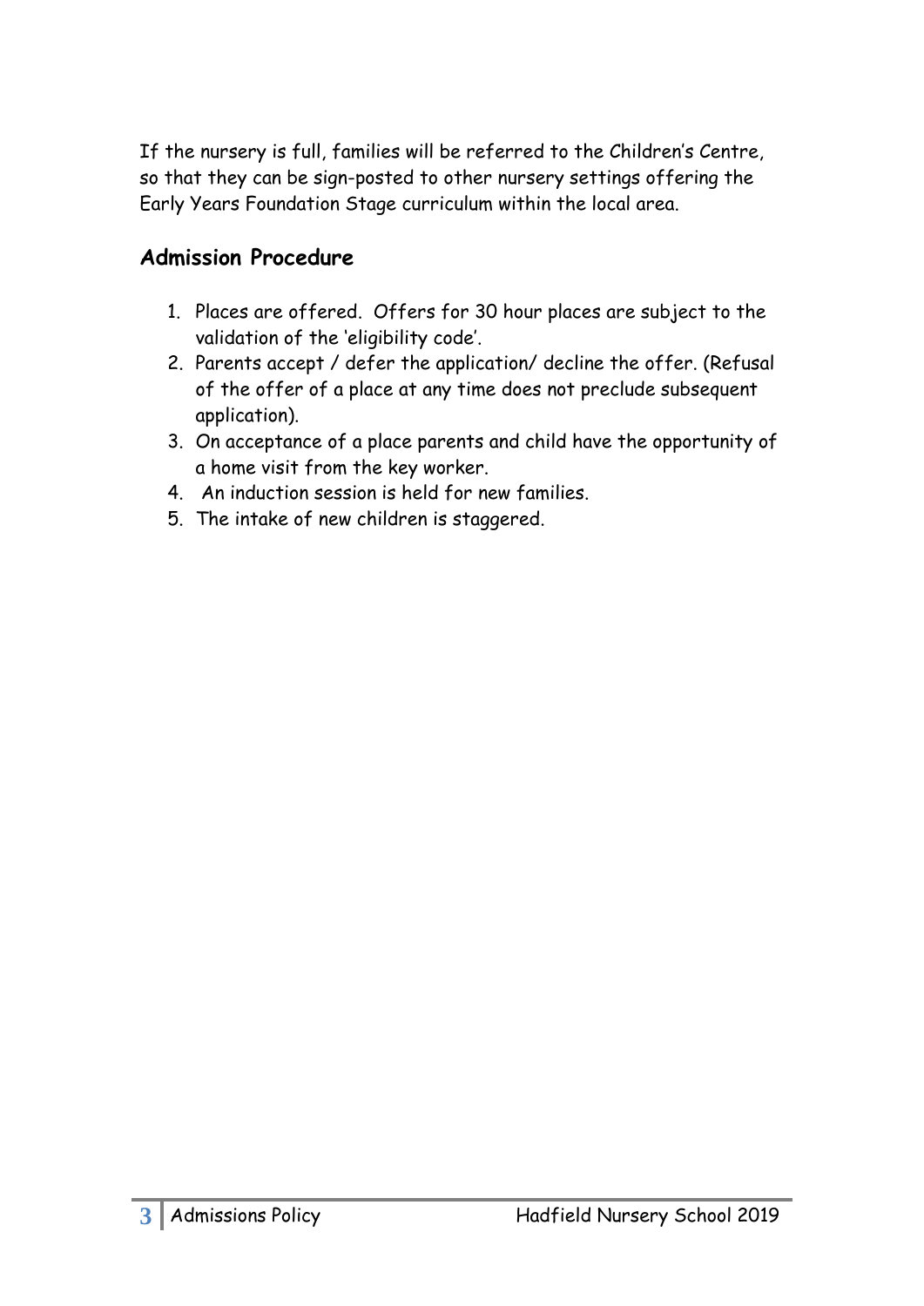If the nursery is full, families will be referred to the Children's Centre, so that they can be sign-posted to other nursery settings offering the Early Years Foundation Stage curriculum within the local area.

## Admission Procedure

1. Places are offered. Offers for 30 hour places are subject to the validation of the 'eligibility code'.
2. Parents accept / defer the application/ decline the offer. (Refusal of the offer of a place at any time does not preclude subsequent application).
3. On acceptance of a place parents and child have the opportunity of a home visit from the key worker.
4. An induction session is held for new families.
5. The intake of new children is staggered.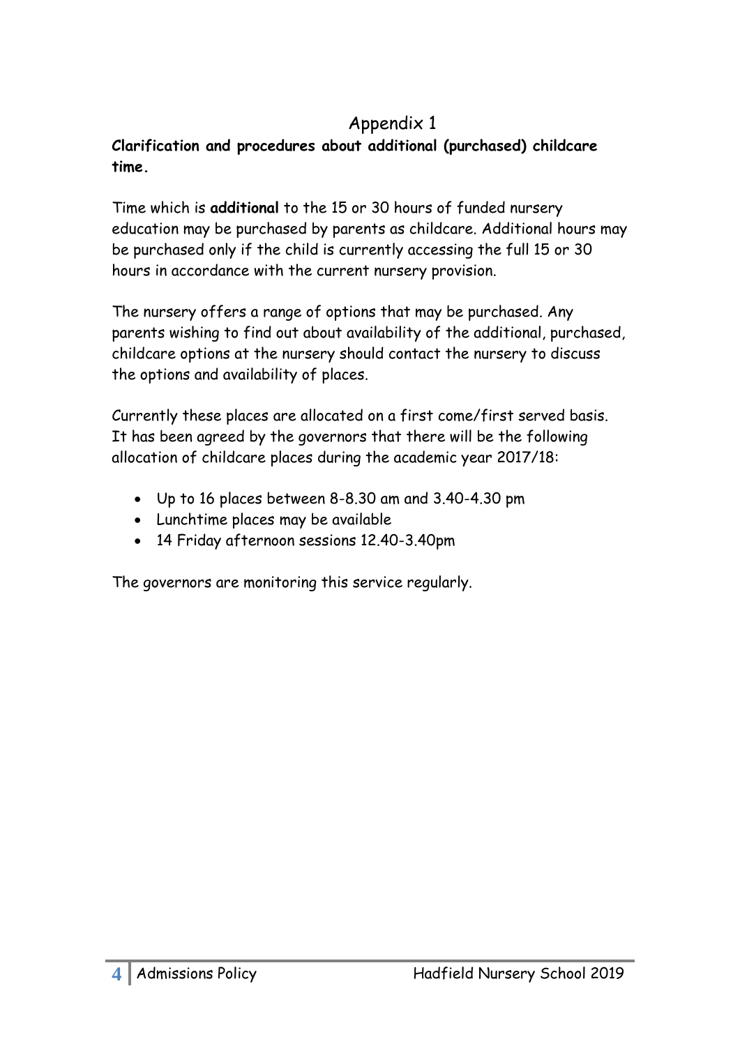# Appendix 1

**Clarification and procedures about additional (purchased) childcare time.**

Time which is **additional** to the 15 or 30 hours of funded nursery education may be purchased by parents as childcare. Additional hours may be purchased only if the child is currently accessing the full 15 or 30 hours in accordance with the current nursery provision.

The nursery offers a range of options that may be purchased. Any parents wishing to find out about availability of the additional, purchased, childcare options at the nursery should contact the nursery to discuss the options and availability of places.

Currently these places are allocated on a first come/first served basis. It has been agreed by the governors that there will be the following allocation of childcare places during the academic year 2017/18:

- Up to 16 places between 8-8.30 am and 3.40-4.30 pm
- Lunchtime places may be available
- 14 Friday afternoon sessions 12.40-3.40pm

The governors are monitoring this service regularly.